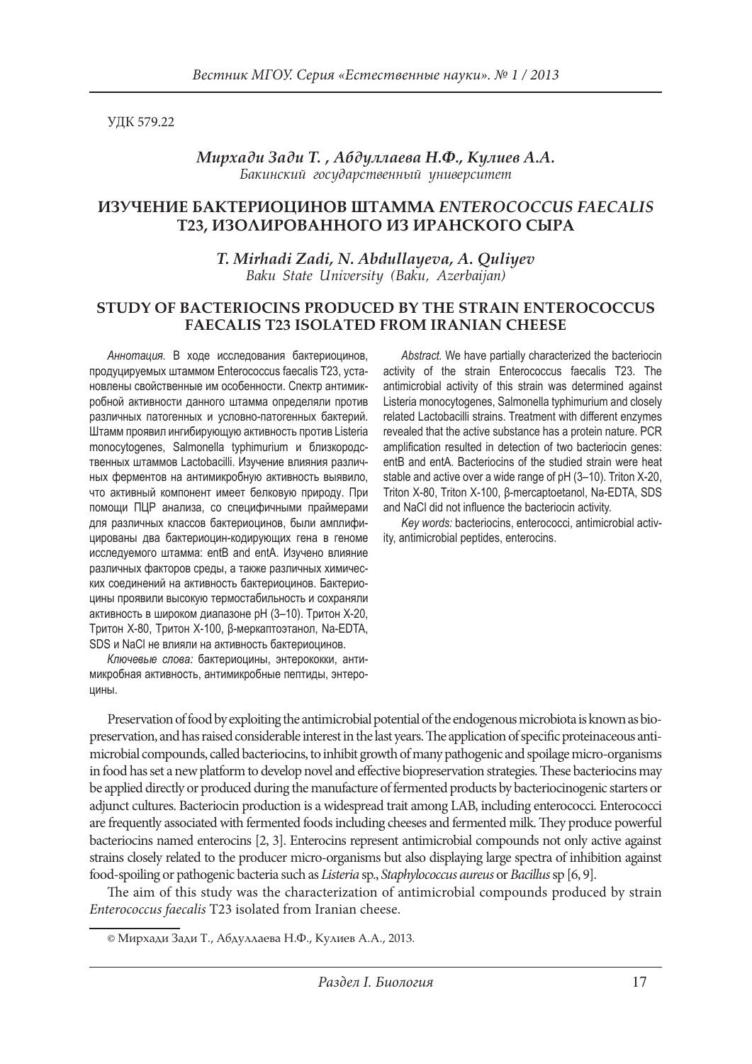УДК 579.22

***Мирхади Зади Т. , Абдуллаева Н.Ф., Кулиев А.А.***
*Бакинский государственный университет*

## ИЗУЧЕНИЕ БАКТЕРИОЦИНОВ ШТАММА *ENTEROCOCCUS FAECALIS* T23, ИЗОЛИРОВАННОГО ИЗ ИРАНСКОГО СЫРА

***T. Mirhadi Zadi, N. Abdullayeva, A. Quliyev***
*Baku State University (Baku, Azerbaijan)*

## STUDY OF BACTERIOCINS PRODUCED BY THE STRAIN ENTEROCOCCUS FAECALIS T23 ISOLATED FROM IRANIAN CHEESE

*Аннотация.* В ходе исследования бактериоцинов, продуцируемых штаммом Enterococcus faecalis T23, установлены свойственные им особенности. Спектр антимикробной активности данного штамма определяли против различных патогенных и условно-патогенных бактерий. Штамм проявил ингибирующую активность против Listeria monocytogenes, Salmonella typhimurium и близкородственных штаммов Lactobacilli. Изучение влияния различных ферментов на антимикробную активность выявило, что активный компонент имеет белковую природу. При помощи ПЦР анализа, со специфичными праймерами для различных классов бактериоцинов, были амплифицированы два бактериоцин-кодирующих гена в геноме исследуемого штамма: entB and entA. Изучено влияние различных факторов среды, а также различных химических соединений на активность бактериоцинов. Бактериоцины проявили высокую термостабильность и сохраняли активность в широком диапазоне pH (3–10). Тритон X-20, Тритон X-80, Тритон X-100, β-меркаптоэтанол, Na-EDTA, SDS и NaCl не влияли на активность бактериоцинов.

*Ключевые слова:* бактериоцины, энтерококки, антимикробная активность, антимикробные пептиды, энтероцины.

*Abstract.* We have partially characterized the bacteriocin activity of the strain Enterococcus faecalis T23. The antimicrobial activity of this strain was determined against Listeria monocytogenes, Salmonella typhimurium and closely related Lactobacilli strains. Treatment with different enzymes revealed that the active substance has a protein nature. PCR amplification resulted in detection of two bacteriocin genes: entB and entA. Bacteriocins of the studied strain were heat stable and active over a wide range of pH (3–10). Triton X-20, Triton X-80, Triton X-100, β-mercaptoetanol, Na-EDTA, SDS and NaCl did not influence the bacteriocin activity.

*Key words:* bacteriocins, enterococci, antimicrobial activity, antimicrobial peptides, enterocins.

Preservation of food by exploiting the antimicrobial potential of the endogenous microbiota is known as biopreservation, and has raised considerable interest in the last years. The application of specific proteinaceous antimicrobial compounds, called bacteriocins, to inhibit growth of many pathogenic and spoilage micro-organisms in food has set a new platform to develop novel and effective biopreservation strategies. These bacteriocins may be applied directly or produced during the manufacture of fermented products by bacteriocinogenic starters or adjunct cultures. Bacteriocin production is a widespread trait among LAB, including enterococci. Enterococci are frequently associated with fermented foods including cheeses and fermented milk. They produce powerful bacteriocins named enterocins [2, 3]. Enterocins represent antimicrobial compounds not only active against strains closely related to the producer micro-organisms but also displaying large spectra of inhibition against food-spoiling or pathogenic bacteria such as *Listeria* sp., *Staphylococcus aureus* or *Bacillus* sp [6, 9].

The aim of this study was the characterization of antimicrobial compounds produced by strain *Enterococcus faecalis* T23 isolated from Iranian cheese.

© Мирхади Зади Т., Абдуллаева Н.Ф., Кулиев А.А., 2013.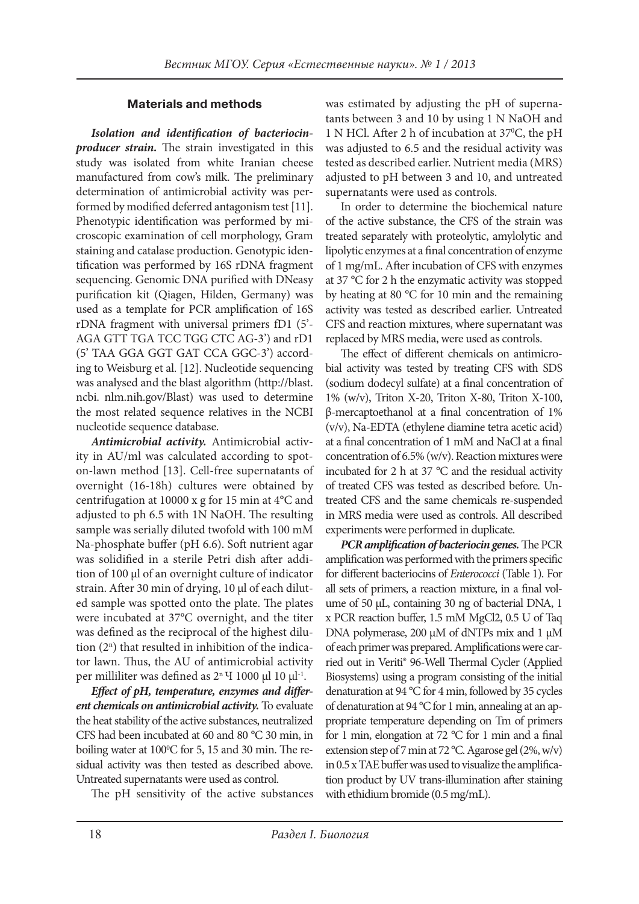## Materials and methods

***Isolation and identification of bacteriocin-producer strain.*** The strain investigated in this study was isolated from white Iranian cheese manufactured from cow's milk. The preliminary determination of antimicrobial activity was performed by modified deferred antagonism test [11]. Phenotypic identification was performed by microscopic examination of cell morphology, Gram staining and catalase production. Genotypic identification was performed by 16S rDNA fragment sequencing. Genomic DNA purified with DNeasy purification kit (Qiagen, Hilden, Germany) was used as a template for PCR amplification of 16S rDNA fragment with universal primers fD1 (5'-AGA GTT TGA TCC TGG CTC AG-3') and rD1 (5' TAA GGA GGT GAT CCA GGC-3') according to Weisburg et al. [12]. Nucleotide sequencing was analysed and the blast algorithm (http://blast.ncbi. nlm.nih.gov/Blast) was used to determine the most related sequence relatives in the NCBI nucleotide sequence database.

***Antimicrobial activity.*** Antimicrobial activity in AU/ml was calculated according to spot-on-lawn method [13]. Cell-free supernatants of overnight (16-18h) cultures were obtained by centrifugation at 10000 x g for 15 min at 4°C and adjusted to ph 6.5 with 1N NaOH. The resulting sample was serially diluted twofold with 100 mM Na-phosphate buffer (pH 6.6). Soft nutrient agar was solidified in a sterile Petri dish after addition of 100 μl of an overnight culture of indicator strain. After 30 min of drying, 10 μl of each diluted sample was spotted onto the plate. The plates were incubated at 37°C overnight, and the titer was defined as the reciprocal of the highest dilution ($2^n$) that resulted in inhibition of the indicator lawn. Thus, the AU of antimicrobial activity per milliliter was defined as $2^n$ Ч 1000 μl 10 $\mu l^{-1}$.

***Effect of pH, temperature, enzymes and different chemicals on antimicrobial activity.*** To evaluate the heat stability of the active substances, neutralized CFS had been incubated at 60 and 80 °C 30 min, in boiling water at 100°C for 5, 15 and 30 min. The residual activity was then tested as described above. Untreated supernatants were used as control.

The pH sensitivity of the active substances was estimated by adjusting the pH of supernatants between 3 and 10 by using 1 N NaOH and 1 N HCl. After 2 h of incubation at 37°C, the pH was adjusted to 6.5 and the residual activity was tested as described earlier. Nutrient media (MRS) adjusted to pH between 3 and 10, and untreated supernatants were used as controls.

In order to determine the biochemical nature of the active substance, the CFS of the strain was treated separately with proteolytic, amylolytic and lipolytic enzymes at a final concentration of enzyme of 1 mg/mL. After incubation of CFS with enzymes at 37 °C for 2 h the enzymatic activity was stopped by heating at 80 °C for 10 min and the remaining activity was tested as described earlier. Untreated CFS and reaction mixtures, where supernatant was replaced by MRS media, were used as controls.

The effect of different chemicals on antimicrobial activity was tested by treating CFS with SDS (sodium dodecyl sulfate) at a final concentration of 1% (w/v), Triton X-20, Triton X-80, Triton X-100, β-mercaptoethanol at a final concentration of 1% (v/v), Na-EDTA (ethylene diamine tetra acetic acid) at a final concentration of 1 mM and NaCl at a final concentration of 6.5% (w/v). Reaction mixtures were incubated for 2 h at 37 °C and the residual activity of treated CFS was tested as described before. Untreated CFS and the same chemicals re-suspended in MRS media were used as controls. All described experiments were performed in duplicate.

***PCR amplification of bacteriocin genes.*** The PCR amplification was performed with the primers specific for different bacteriocins of *Enterococci* (Table 1). For all sets of primers, a reaction mixture, in a final volume of 50 μL, containing 30 ng of bacterial DNA, 1 x PCR reaction buffer, 1.5 mM $MgCl_2$, 0.5 U of Taq DNA polymerase, 200 μM of dNTPs mix and 1 μM of each primer was prepared. Amplifications were carried out in Veriti® 96-Well Thermal Cycler (Applied Biosystems) using a program consisting of the initial denaturation at 94 °C for 4 min, followed by 35 cycles of denaturation at 94 °C for 1 min, annealing at an appropriate temperature depending on Tm of primers for 1 min, elongation at 72 °C for 1 min and a final extension step of 7 min at 72 °C. Agarose gel (2%, w/v) in 0.5 x TAE buffer was used to visualize the amplification product by UV trans-illumination after staining with ethidium bromide (0.5 mg/mL).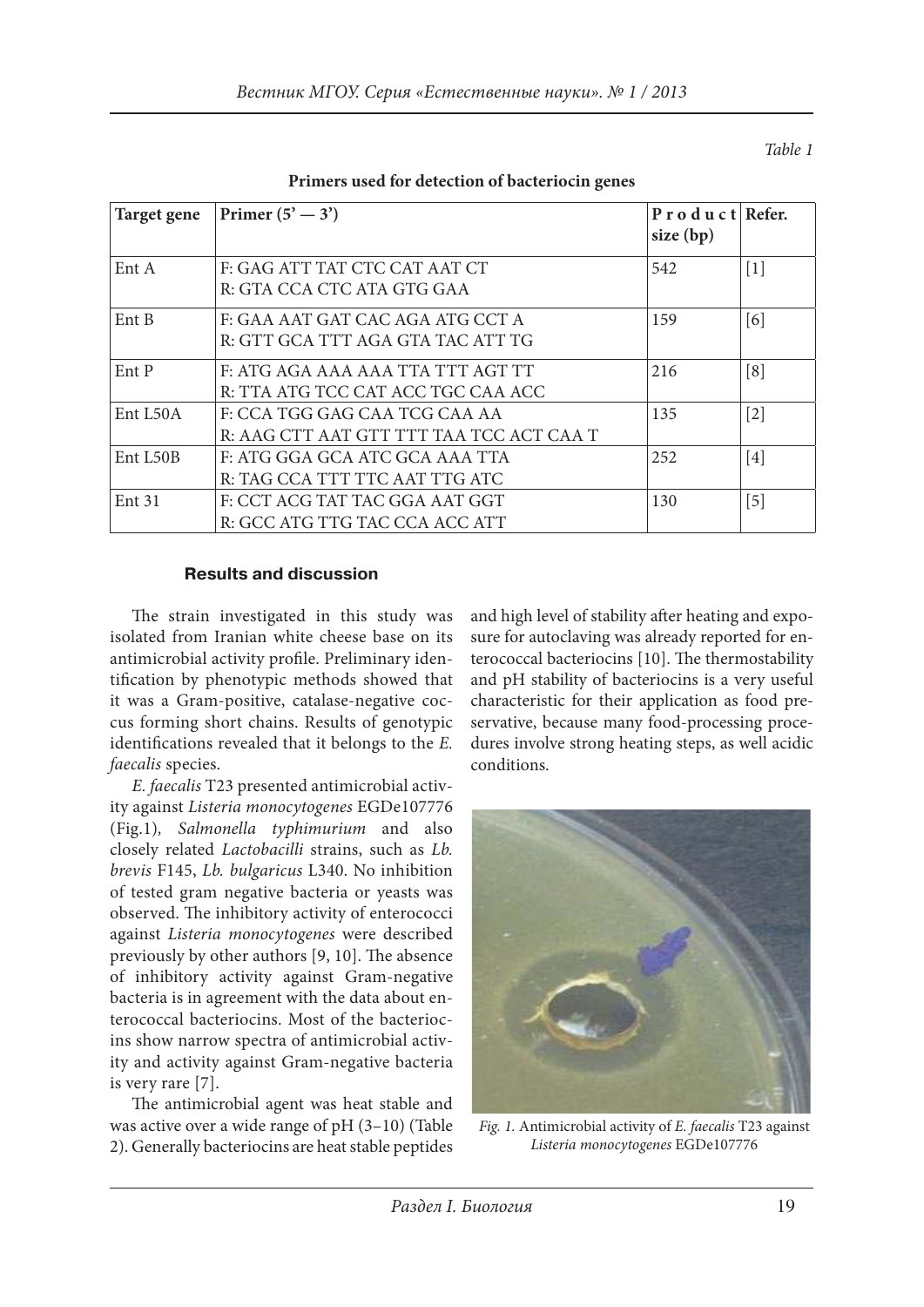*Table 1*

**Primers used for detection of bacteriocin genes**

| Target gene | Primer (5' — 3') | Product size (bp) | Refer. |
|---|---|---|---|
| Ent A | F: GAG ATT TAT CTC CAT AAT CT<br>R: GTA CCA CTC ATA GTG GAA | 542 | [1] |
| Ent B | F: GAA AAT GAT CAC AGA ATG CCT A<br>R: GTT GCA TTT AGA GTA TAC ATT TG | 159 | [6] |
| Ent P | F: ATG AGA AAA AAA TTA TTT AGT TT<br>R: TTA ATG TCC CAT ACC TGC CAA ACC | 216 | [8] |
| Ent L50A | F: CCA TGG GAG CAA TCG CAA AA<br>R: AAG CTT AAT GTT TTT TAA TCC ACT CAA T | 135 | [2] |
| Ent L50B | F: ATG GGA GCA ATC GCA AAA TTA<br>R: TAG CCA TTT TTC AAT TTG ATC | 252 | [4] |
| Ent 31 | F: CCT ACG TAT TAC GGA AAT GGT<br>R: GCC ATG TTG TAC CCA ACC ATT | 130 | [5] |

## Results and discussion

The strain investigated in this study was isolated from Iranian white cheese base on its antimicrobial activity profile. Preliminary identification by phenotypic methods showed that it was a Gram-positive, catalase-negative coccus forming short chains. Results of genotypic identifications revealed that it belongs to the *E. faecalis* species.

*E. faecalis* T23 presented antimicrobial activity against *Listeria monocytogenes* EGDe107776 (Fig.1), *Salmonella typhimurium* and also closely related *Lactobacilli* strains, such as *Lb. brevis* F145, *Lb. bulgaricus* L340. No inhibition of tested gram negative bacteria or yeasts was observed. The inhibitory activity of enterococci against *Listeria monocytogenes* were described previously by other authors [9, 10]. The absence of inhibitory activity against Gram-negative bacteria is in agreement with the data about enterococcal bacteriocins. Most of the bacteriocins show narrow spectra of antimicrobial activity and activity against Gram-negative bacteria is very rare [7].

The antimicrobial agent was heat stable and was active over a wide range of pH (3–10) (Table 2). Generally bacteriocins are heat stable peptides and high level of stability after heating and exposure for autoclaving was already reported for enterococcal bacteriocins [10]. The thermostability and pH stability of bacteriocins is a very useful characteristic for their application as food preservative, because many food-processing procedures involve strong heating steps, as well acidic conditions.

*Fig. 1.* Antimicrobial activity of *E. faecalis* T23 against *Listeria monocytogenes* EGDe107776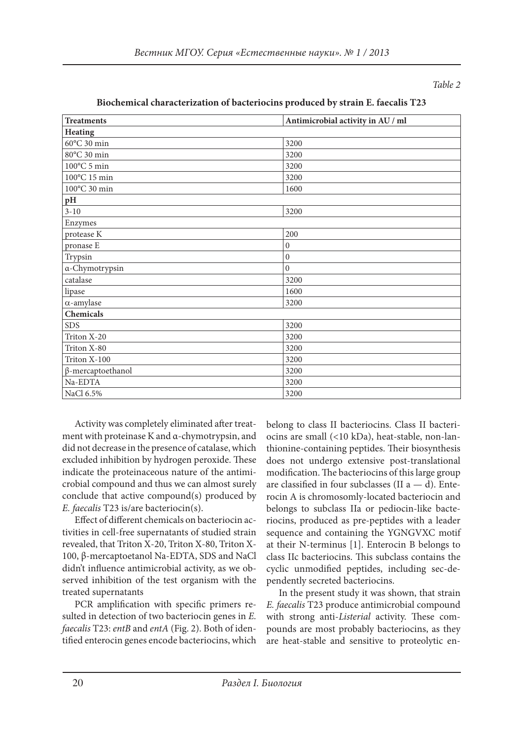*Table 2*

**Biochemical characterization of bacteriocins produced by strain E. faecalis T23**

| Treatments | Antimicrobial activity in AU / ml |
|---|---|
| **Heating** | |
| 60°C 30 min | 3200 |
| 80°C 30 min | 3200 |
| 100°C 5 min | 3200 |
| 100°C 15 min | 3200 |
| 100°C 30 min | 1600 |
| **pH** | |
| 3-10 | 3200 |
| Enzymes | |
| protease K | 200 |
| pronase E | 0 |
| Trypsin | 0 |
| α-Chymotrypsin | 0 |
| catalase | 3200 |
| lipase | 1600 |
| α-amylase | 3200 |
| **Chemicals** | |
| SDS | 3200 |
| Triton X-20 | 3200 |
| Triton X-80 | 3200 |
| Triton X-100 | 3200 |
| β-mercaptoethanol | 3200 |
| Na-EDTA | 3200 |
| NaCl 6.5% | 3200 |

Activity was completely eliminated after treatment with proteinase K and α-chymotrypsin, and did not decrease in the presence of catalase, which excluded inhibition by hydrogen peroxide. These indicate the proteinaceous nature of the antimicrobial compound and thus we can almost surely conclude that active compound(s) produced by *E. faecalis* T23 is/are bacteriocin(s).

Effect of different chemicals on bacteriocin activities in cell-free supernatants of studied strain revealed, that Triton X-20, Triton X-80, Triton X-100, β-mercaptoetanol Na-EDTA, SDS and NaCl didn't influence antimicrobial activity, as we observed inhibition of the test organism with the treated supernatants

PCR amplification with specific primers resulted in detection of two bacteriocin genes in *E. faecalis* T23: *entB* and *entA* (Fig. 2). Both of identified enterocin genes encode bacteriocins, which belong to class II bacteriocins. Class II bacteriocins are small (<10 kDa), heat-stable, non-lanthionine-containing peptides. Their biosynthesis does not undergo extensive post-translational modification. The bacteriocins of this large group are classified in four subclasses (II a — d). Enterocin A is chromosomly-located bacteriocin and belongs to subclass IIa or pediocin-like bacteriocins, produced as pre-peptides with a leader sequence and containing the YGNGVXC motif at their N-terminus [1]. Enterocin B belongs to class IIc bacteriocins. This subclass contains the cyclic unmodified peptides, including sec-dependently secreted bacteriocins.

In the present study it was shown, that strain *E. faecalis* T23 produce antimicrobial compound with strong anti-*Listerial* activity. These compounds are most probably bacteriocins, as they are heat-stable and sensitive to proteolytic en-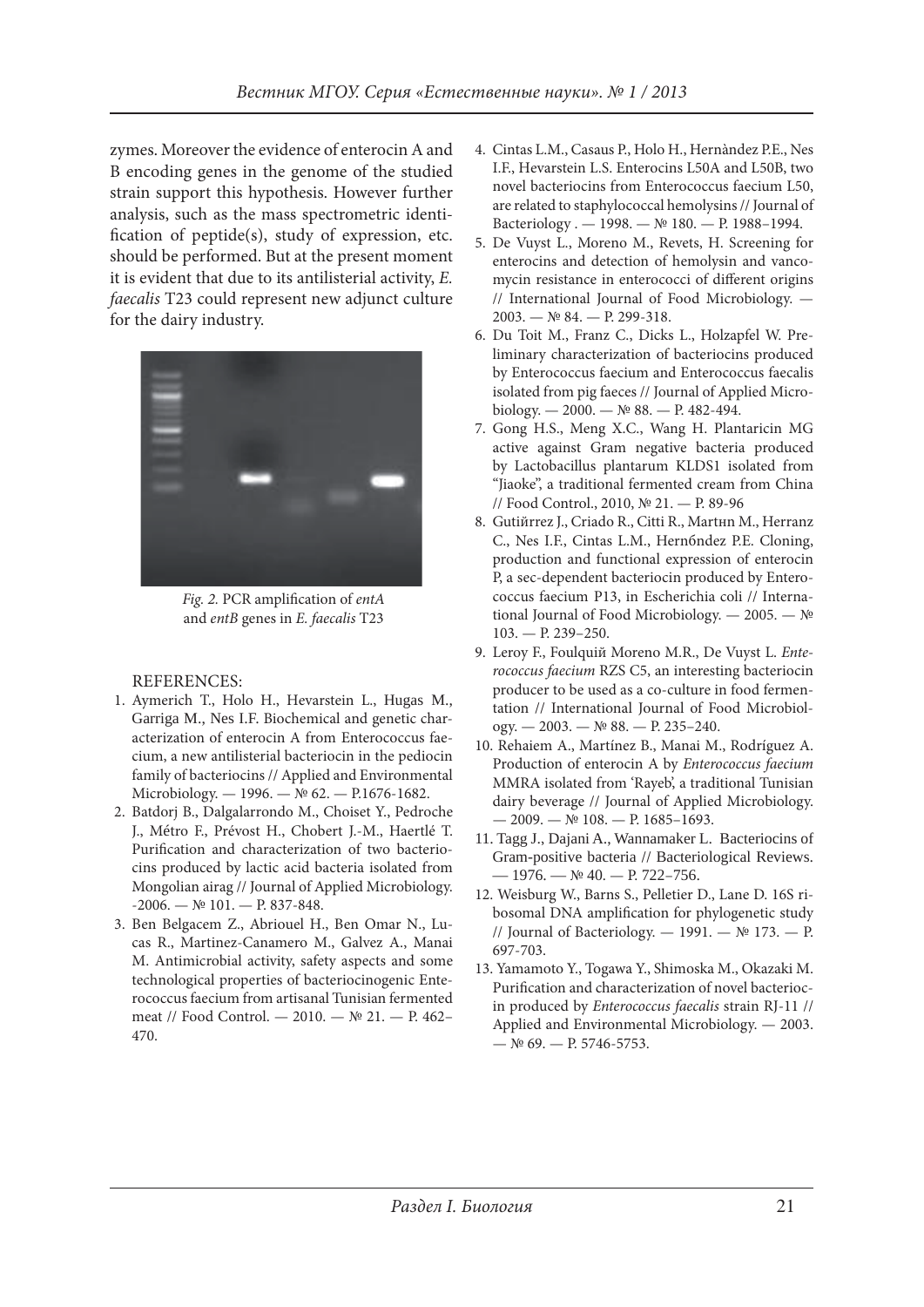zymes. Moreover the evidence of enterocin A and B encoding genes in the genome of the studied strain support this hypothesis. However further analysis, such as the mass spectrometric identification of peptide(s), study of expression, etc. should be performed. But at the present moment it is evident that due to its antilisterial activity, *E. faecalis* T23 could represent new adjunct culture for the dairy industry.

*Fig. 2.* PCR amplification of *entA* and *entB* genes in *E. faecalis* T23

REFERENCES:

1. Aymerich T., Holo H., Hevarstein L., Hugas M., Garriga M., Nes I.F. Biochemical and genetic characterization of enterocin A from Enterococcus faecium, a new antilisterial bacteriocin in the pediocin family of bacteriocins // Applied and Environmental Microbiology. — 1996. — № 62. — P.1676-1682.
2. Batdorj B., Dalgalarrondo M., Choiset Y., Pedroche J., Métro F., Prévost H., Chobert J.-M., Haertlé T. Purification and characterization of two bacteriocins produced by lactic acid bacteria isolated from Mongolian airag // Journal of Applied Microbiology. -2006. — № 101. — P. 837-848.
3. Ben Belgacem Z., Abriouel H., Ben Omar N., Lucas R., Martinez-Canamero M., Galvez A., Manai M. Antimicrobial activity, safety aspects and some technological properties of bacteriocinogenic Enterococcus faecium from artisanal Tunisian fermented meat // Food Control. — 2010. — № 21. — P. 462–470.
4. Cintas L.M., Casaus P., Holo H., Hernàndez P.E., Nes I.F., Hevarstein L.S. Enterocins L50A and L50B, two novel bacteriocins from Enterococcus faecium L50, are related to staphylococcal hemolysins // Journal of Bacteriology . — 1998. — № 180. — P. 1988–1994.
5. De Vuyst L., Moreno M., Revets, H. Screening for enterocins and detection of hemolysin and vancomycin resistance in enterococci of different origins // International Journal of Food Microbiology. — 2003. — № 84. — P. 299-318.
6. Du Toit M., Franz C., Dicks L., Holzapfel W. Preliminary characterization of bacteriocins produced by Enterococcus faecium and Enterococcus faecalis isolated from pig faeces // Journal of Applied Microbiology. — 2000. — № 88. — P. 482-494.
7. Gong H.S., Meng X.C., Wang H. Plantaricin MG active against Gram negative bacteria produced by Lactobacillus plantarum KLDS1 isolated from "Jiaoke", a traditional fermented cream from China // Food Control., 2010, № 21. — P. 89-96
8. Gutiйrrez J., Criado R., Citti R., Martнn M., Herranz C., Nes I.F., Cintas L.M., Hernбndez P.E. Cloning, production and functional expression of enterocin P, a sec-dependent bacteriocin produced by Enterococcus faecium P13, in Escherichia coli // International Journal of Food Microbiology. — 2005. — № 103. — P. 239–250.
9. Leroy F., Foulquiй Moreno M.R., De Vuyst L. *Enterococcus faecium* RZS C5, an interesting bacteriocin producer to be used as a co-culture in food fermentation // International Journal of Food Microbiology. — 2003. — № 88. — P. 235–240.
10. Rehaiem A., Martínez B., Manai M., Rodríguez A. Production of enterocin A by *Enterococcus faecium* MMRA isolated from 'Rayeb', a traditional Tunisian dairy beverage // Journal of Applied Microbiology. — 2009. — № 108. — P. 1685–1693.
11. Tagg J., Dajani A., Wannamaker L. Bacteriocins of Gram-positive bacteria // Bacteriological Reviews. — 1976. — № 40. — P. 722–756.
12. Weisburg W., Barns S., Pelletier D., Lane D. 16S ribosomal DNA amplification for phylogenetic study // Journal of Bacteriology. — 1991. — № 173. — P. 697-703.
13. Yamamoto Y., Togawa Y., Shimoska M., Okazaki M. Purification and characterization of novel bacteriocin produced by *Enterococcus faecalis* strain RJ-11 // Applied and Environmental Microbiology. — 2003. — № 69. — P. 5746-5753.